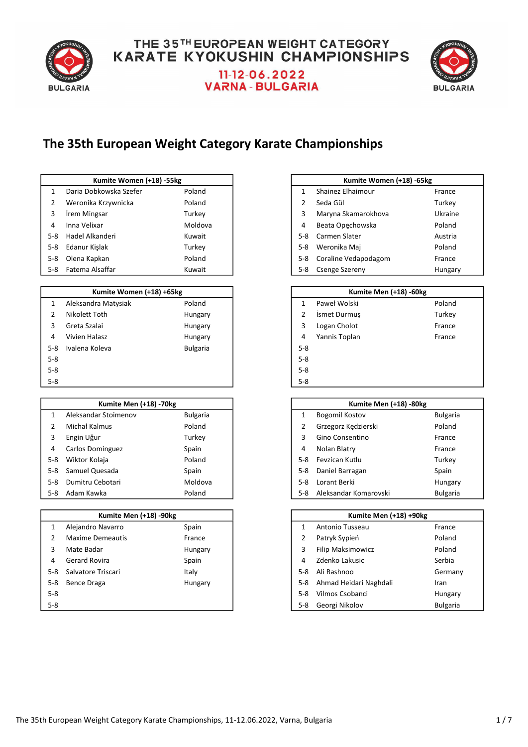# THE 35TH EUROPEAN WEIGHT CATEGORY KARATE KYOKUSHIN CHAMPIONSHIPS

**11-12-06.2022**
**VARNA - BULGARIA**

## The 35th European Weight Category Karate Championships

| Kumite Women (+18) -55kg | | |
|---|---|---|
| 1 | Daria Dobkowska Szefer | Poland |
| 2 | Weronika Krzywnicka | Poland |
| 3 | İrem Mingsar | Turkey |
| 4 | Inna Velixar | Moldova |
| 5-8 | Hadel Alkanderi | Kuwait |
| 5-8 | Edanur Kişlak | Turkey |
| 5-8 | Olena Kapkan | Poland |
| 5-8 | Fatema Alsaffar | Kuwait |

| Kumite Women (+18) -65kg | | |
|---|---|---|
| 1 | Shainez Elhaimour | France |
| 2 | Seda Gül | Turkey |
| 3 | Maryna Skamarokhova | Ukraine |
| 4 | Beata Opęchowska | Poland |
| 5-8 | Carmen Slater | Austria |
| 5-8 | Weronika Maj | Poland |
| 5-8 | Coraline Vedapodagom | France |
| 5-8 | Csenge Szereny | Hungary |

| Kumite Women (+18) +65kg | | |
|---|---|---|
| 1 | Aleksandra Matysiak | Poland |
| 2 | Nikolett Toth | Hungary |
| 3 | Greta Szalai | Hungary |
| 4 | Vivien Halasz | Hungary |
| 5-8 | Ivalena Koleva | Bulgaria |
| 5-8 | | |
| 5-8 | | |
| 5-8 | | |

| Kumite Men (+18) -60kg | | |
|---|---|---|
| 1 | Paweł Wolski | Poland |
| 2 | İsmet Durmuş | Turkey |
| 3 | Logan Cholot | France |
| 4 | Yannis Toplan | France |
| 5-8 | | |
| 5-8 | | |
| 5-8 | | |
| 5-8 | | |

| Kumite Men (+18) -70kg | | |
|---|---|---|
| 1 | Aleksandar Stoimenov | Bulgaria |
| 2 | Michał Kalmus | Poland |
| 3 | Engin Uğur | Turkey |
| 4 | Carlos Dominguez | Spain |
| 5-8 | Wiktor Kolaja | Poland |
| 5-8 | Samuel Quesada | Spain |
| 5-8 | Dumitru Cebotari | Moldova |
| 5-8 | Adam Kawka | Poland |

| Kumite Men (+18) -80kg | | |
|---|---|---|
| 1 | Bogomil Kostov | Bulgaria |
| 2 | Grzegorz Kędzierski | Poland |
| 3 | Gino Consentino | France |
| 4 | Nolan Blatry | France |
| 5-8 | Fevzican Kutlu | Turkey |
| 5-8 | Daniel Barragan | Spain |
| 5-8 | Lorant Berki | Hungary |
| 5-8 | Aleksandar Komarovski | Bulgaria |

| Kumite Men (+18) -90kg | | |
|---|---|---|
| 1 | Alejandro Navarro | Spain |
| 2 | Maxime Demeautis | France |
| 3 | Mate Badar | Hungary |
| 4 | Gerard Rovira | Spain |
| 5-8 | Salvatore Triscari | Italy |
| 5-8 | Bence Draga | Hungary |
| 5-8 | | |
| 5-8 | | |

| Kumite Men (+18) +90kg | | |
|---|---|---|
| 1 | Antonio Tusseau | France |
| 2 | Patryk Sypień | Poland |
| 3 | Filip Maksimowicz | Poland |
| 4 | Zdenko Lakusic | Serbia |
| 5-8 | Ali Rashnoo | Germany |
| 5-8 | Ahmad Heidari Naghdali | Iran |
| 5-8 | Vilmos Csobanci | Hungary |
| 5-8 | Georgi Nikolov | Bulgaria |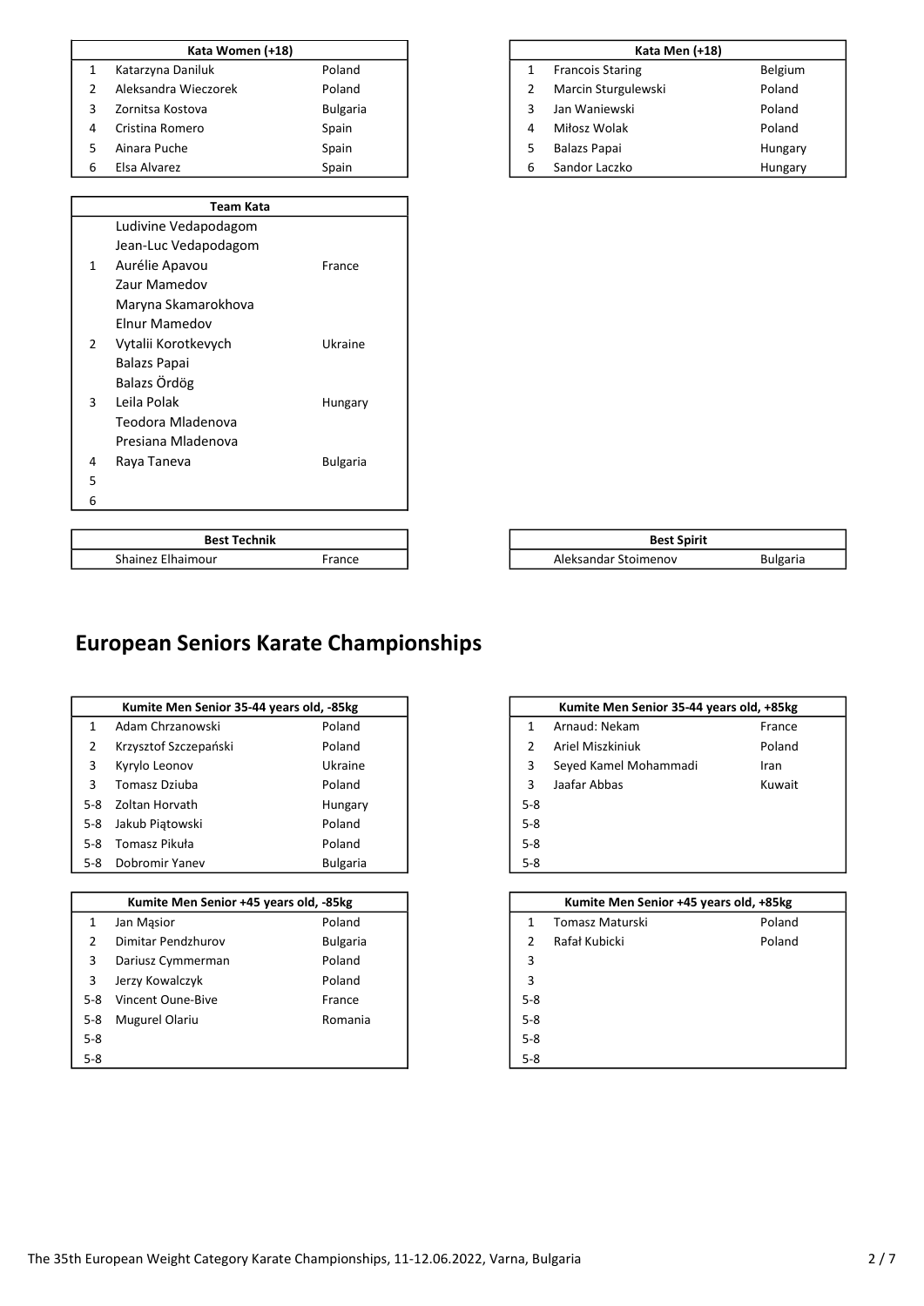| Kata Women (+18) | | |
|---|---|---|
| 1 | Katarzyna Daniluk | Poland |
| 2 | Aleksandra Wieczorek | Poland |
| 3 | Zornitsa Kostova | Bulgaria |
| 4 | Cristina Romero | Spain |
| 5 | Ainara Puche | Spain |
| 6 | Elsa Alvarez | Spain |

| Kata Men (+18) | | |
|---|---|---|
| 1 | Francois Staring | Belgium |
| 2 | Marcin Sturgulewski | Poland |
| 3 | Jan Waniewski | Poland |
| 4 | Miłosz Wolak | Poland |
| 5 | Balazs Papai | Hungary |
| 6 | Sandor Laczko | Hungary |

| Team Kata | | |
|---|---|---|
| | Ludivine Vedapodagom | |
| | Jean-Luc Vedapodagom | |
| 1 | Aurélie Apavou | France |
| | Zaur Mamedov | |
| | Maryna Skamarokhova | |
| | Elnur Mamedov | |
| 2 | Vytalii Korotkevych | Ukraine |
| | Balazs Papai | |
| | Balazs Ördög | |
| 3 | Leila Polak | Hungary |
| | Teodora Mladenova | |
| | Presiana Mladenova | |
| 4 | Raya Taneva | Bulgaria |
| 5 | | |
| 6 | | |

| Best Technik | |
|---|---|
| Shainez Elhaimour | France |

| Best Spirit | |
|---|---|
| Aleksandar Stoimenov | Bulgaria |

# European Seniors Karate Championships

| Kumite Men Senior 35-44 years old, -85kg | | |
|---|---|---|
| 1 | Adam Chrzanowski | Poland |
| 2 | Krzysztof Szczepański | Poland |
| 3 | Kyrylo Leonov | Ukraine |
| 3 | Tomasz Dziuba | Poland |
| 5-8 | Zoltan Horvath | Hungary |
| 5-8 | Jakub Piątowski | Poland |
| 5-8 | Tomasz Pikuła | Poland |
| 5-8 | Dobromir Yanev | Bulgaria |

| Kumite Men Senior 35-44 years old, +85kg | | |
|---|---|---|
| 1 | Arnaud: Nekam | France |
| 2 | Ariel Miszkiniuk | Poland |
| 3 | Seyed Kamel Mohammadi | Iran |
| 3 | Jaafar Abbas | Kuwait |
| 5-8 | | |
| 5-8 | | |
| 5-8 | | |
| 5-8 | | |

| Kumite Men Senior +45 years old, -85kg | | |
|---|---|---|
| 1 | Jan Mąsior | Poland |
| 2 | Dimitar Pendzhurov | Bulgaria |
| 3 | Dariusz Cymmerman | Poland |
| 3 | Jerzy Kowalczyk | Poland |
| 5-8 | Vincent Oune-Bive | France |
| 5-8 | Mugurel Olariu | Romania |
| 5-8 | | |
| 5-8 | | |

| Kumite Men Senior +45 years old, +85kg | | |
|---|---|---|
| 1 | Tomasz Maturski | Poland |
| 2 | Rafał Kubicki | Poland |
| 3 | | |
| 3 | | |
| 5-8 | | |
| 5-8 | | |
| 5-8 | | |
| 5-8 | | |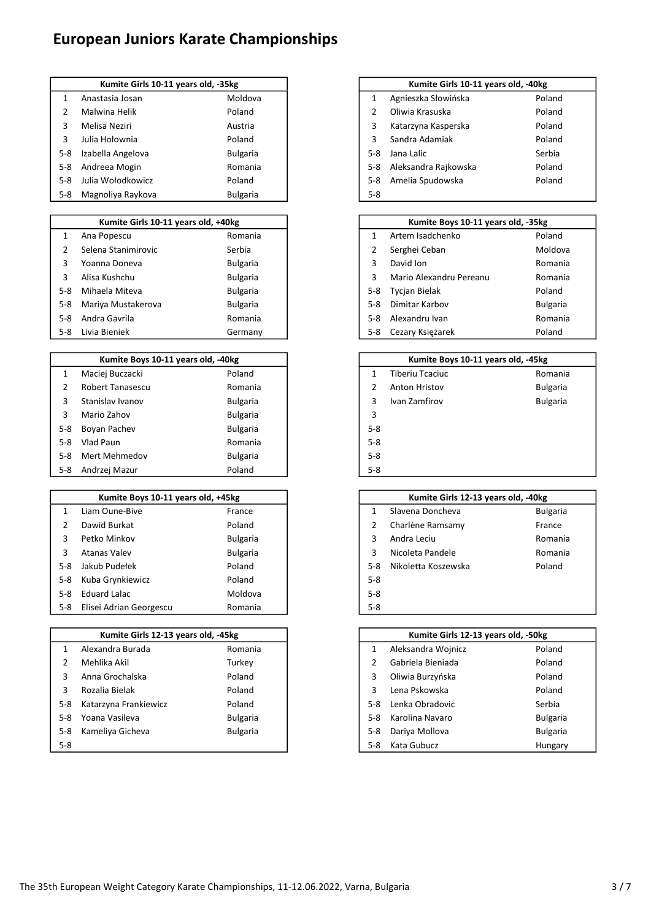# European Juniors Karate Championships

| Kumite Girls 10-11 years old, -35kg | | |
|---|---|---|
| 1 | Anastasia Josan | Moldova |
| 2 | Malwina Helik | Poland |
| 3 | Melisa Neziri | Austria |
| 3 | Julia Hołownia | Poland |
| 5-8 | Izabella Angelova | Bulgaria |
| 5-8 | Andreea Mogin | Romania |
| 5-8 | Julia Wołodkowicz | Poland |
| 5-8 | Magnoliya Raykova | Bulgaria |

| Kumite Girls 10-11 years old, -40kg | | |
|---|---|---|
| 1 | Agnieszka Słowińska | Poland |
| 2 | Oliwia Krasuska | Poland |
| 3 | Katarzyna Kasperska | Poland |
| 3 | Sandra Adamiak | Poland |
| 5-8 | Jana Lalic | Serbia |
| 5-8 | Aleksandra Rajkowska | Poland |
| 5-8 | Amelia Spudowska | Poland |
| 5-8 | | |

| Kumite Girls 10-11 years old, +40kg | | |
|---|---|---|
| 1 | Ana Popescu | Romania |
| 2 | Selena Stanimirovic | Serbia |
| 3 | Yoanna Doneva | Bulgaria |
| 3 | Alisa Kushchu | Bulgaria |
| 5-8 | Mihaela Miteva | Bulgaria |
| 5-8 | Mariya Mustakerova | Bulgaria |
| 5-8 | Andra Gavrila | Romania |
| 5-8 | Livia Bieniek | Germany |

| Kumite Boys 10-11 years old, -35kg | | |
|---|---|---|
| 1 | Artem Isadchenko | Poland |
| 2 | Serghei Ceban | Moldova |
| 3 | David Ion | Romania |
| 3 | Mario Alexandru Pereanu | Romania |
| 5-8 | Tycjan Bielak | Poland |
| 5-8 | Dimitar Karbov | Bulgaria |
| 5-8 | Alexandru Ivan | Romania |
| 5-8 | Cezary Księżarek | Poland |

| Kumite Boys 10-11 years old, -40kg | | |
|---|---|---|
| 1 | Maciej Buczacki | Poland |
| 2 | Robert Tanasescu | Romania |
| 3 | Stanislav Ivanov | Bulgaria |
| 3 | Mario Zahov | Bulgaria |
| 5-8 | Boyan Pachev | Bulgaria |
| 5-8 | Vlad Paun | Romania |
| 5-8 | Mert Mehmedov | Bulgaria |
| 5-8 | Andrzej Mazur | Poland |

| Kumite Boys 10-11 years old, -45kg | | |
|---|---|---|
| 1 | Tiberiu Tcaciuc | Romania |
| 2 | Anton Hristov | Bulgaria |
| 3 | Ivan Zamfirov | Bulgaria |
| 3 | | |
| 5-8 | | |
| 5-8 | | |
| 5-8 | | |
| 5-8 | | |

| Kumite Boys 10-11 years old, +45kg | | |
|---|---|---|
| 1 | Liam Oune-Bive | France |
| 2 | Dawid Burkat | Poland |
| 3 | Petko Minkov | Bulgaria |
| 3 | Atanas Valev | Bulgaria |
| 5-8 | Jakub Pudełek | Poland |
| 5-8 | Kuba Grynkiewicz | Poland |
| 5-8 | Eduard Lalac | Moldova |
| 5-8 | Elisei Adrian Georgescu | Romania |

| Kumite Girls 12-13 years old, -40kg | | |
|---|---|---|
| 1 | Slavena Doncheva | Bulgaria |
| 2 | Charlène Ramsamy | France |
| 3 | Andra Leciu | Romania |
| 3 | Nicoleta Pandele | Romania |
| 5-8 | Nikoletta Koszewska | Poland |
| 5-8 | | |
| 5-8 | | |
| 5-8 | | |

| Kumite Girls 12-13 years old, -45kg | | |
|---|---|---|
| 1 | Alexandra Burada | Romania |
| 2 | Mehlika Akil | Turkey |
| 3 | Anna Grochalska | Poland |
| 3 | Rozalia Bielak | Poland |
| 5-8 | Katarzyna Frankiewicz | Poland |
| 5-8 | Yoana Vasileva | Bulgaria |
| 5-8 | Kameliya Gicheva | Bulgaria |
| 5-8 | | |

| Kumite Girls 12-13 years old, -50kg | | |
|---|---|---|
| 1 | Aleksandra Wojnicz | Poland |
| 2 | Gabriela Bieniada | Poland |
| 3 | Oliwia Burzyńska | Poland |
| 3 | Lena Pskowska | Poland |
| 5-8 | Lenka Obradovic | Serbia |
| 5-8 | Karolina Navaro | Bulgaria |
| 5-8 | Dariya Mollova | Bulgaria |
| 5-8 | Kata Gubucz | Hungary |

The 35th European Weight Category Karate Championships, 11-12.06.2022, Varna, Bulgaria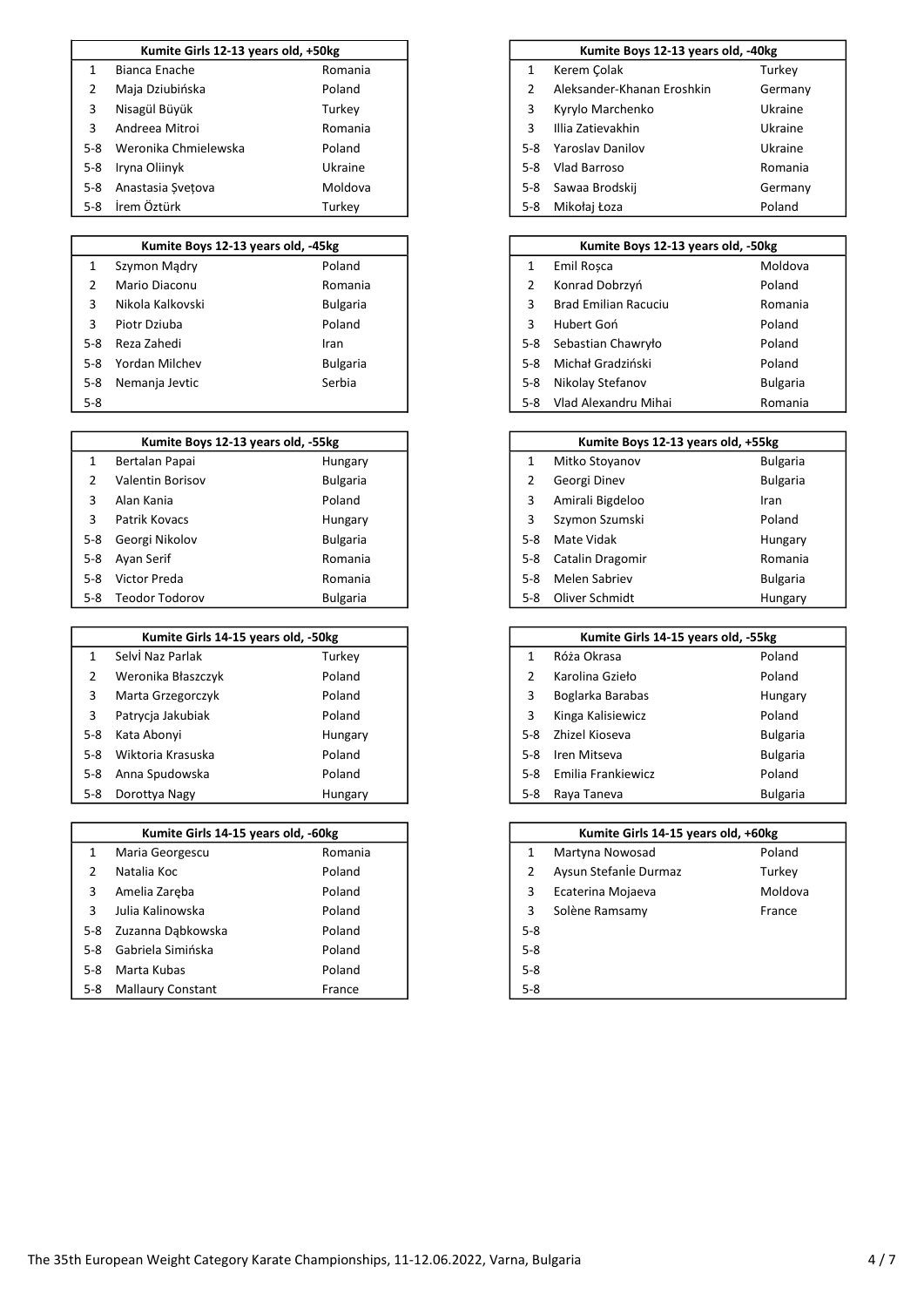| Kumite Girls 12-13 years old, +50kg | | |
|---|---|---|
| 1 | Bianca Enache | Romania |
| 2 | Maja Dziubińska | Poland |
| 3 | Nisagül Büyük | Turkey |
| 3 | Andreea Mitroi | Romania |
| 5-8 | Weronika Chmielewska | Poland |
| 5-8 | Iryna Oliinyk | Ukraine |
| 5-8 | Anastasia Şveţova | Moldova |
| 5-8 | İrem Öztürk | Turkey |

| Kumite Boys 12-13 years old, -40kg | | |
|---|---|---|
| 1 | Kerem Çolak | Turkey |
| 2 | Aleksander-Khanan Eroshkin | Germany |
| 3 | Kyrylo Marchenko | Ukraine |
| 3 | Illia Zatievakhin | Ukraine |
| 5-8 | Yaroslav Danilov | Ukraine |
| 5-8 | Vlad Barroso | Romania |
| 5-8 | Sawaa Brodskij | Germany |
| 5-8 | Mikołaj Łoza | Poland |

| Kumite Boys 12-13 years old, -45kg | | |
|---|---|---|
| 1 | Szymon Mądry | Poland |
| 2 | Mario Diaconu | Romania |
| 3 | Nikola Kalkovski | Bulgaria |
| 3 | Piotr Dziuba | Poland |
| 5-8 | Reza Zahedi | Iran |
| 5-8 | Yordan Milchev | Bulgaria |
| 5-8 | Nemanja Jevtic | Serbia |
| 5-8 | | |

| Kumite Boys 12-13 years old, -50kg | | |
|---|---|---|
| 1 | Emil Roşca | Moldova |
| 2 | Konrad Dobrzyń | Poland |
| 3 | Brad Emilian Racuciu | Romania |
| 3 | Hubert Goń | Poland |
| 5-8 | Sebastian Chawryło | Poland |
| 5-8 | Michał Gradziński | Poland |
| 5-8 | Nikolay Stefanov | Bulgaria |
| 5-8 | Vlad Alexandru Mihai | Romania |

| Kumite Boys 12-13 years old, -55kg | | |
|---|---|---|
| 1 | Bertalan Papai | Hungary |
| 2 | Valentin Borisov | Bulgaria |
| 3 | Alan Kania | Poland |
| 3 | Patrik Kovacs | Hungary |
| 5-8 | Georgi Nikolov | Bulgaria |
| 5-8 | Ayan Serif | Romania |
| 5-8 | Victor Preda | Romania |
| 5-8 | Teodor Todorov | Bulgaria |

| Kumite Boys 12-13 years old, +55kg | | |
|---|---|---|
| 1 | Mitko Stoyanov | Bulgaria |
| 2 | Georgi Dinev | Bulgaria |
| 3 | Amirali Bigdeloo | Iran |
| 3 | Szymon Szumski | Poland |
| 5-8 | Mate Vidak | Hungary |
| 5-8 | Catalin Dragomir | Romania |
| 5-8 | Melen Sabriev | Bulgaria |
| 5-8 | Oliver Schmidt | Hungary |

| Kumite Girls 14-15 years old, -50kg | | |
|---|---|---|
| 1 | Selvİ Naz Parlak | Turkey |
| 2 | Weronika Błaszczyk | Poland |
| 3 | Marta Grzegorczyk | Poland |
| 3 | Patrycja Jakubiak | Poland |
| 5-8 | Kata Abonyi | Hungary |
| 5-8 | Wiktoria Krasuska | Poland |
| 5-8 | Anna Spudowska | Poland |
| 5-8 | Dorottya Nagy | Hungary |

| Kumite Girls 14-15 years old, -55kg | | |
|---|---|---|
| 1 | Róża Okrasa | Poland |
| 2 | Karolina Gzieło | Poland |
| 3 | Boglarka Barabas | Hungary |
| 3 | Kinga Kalisiewicz | Poland |
| 5-8 | Zhizel Kioseva | Bulgaria |
| 5-8 | Iren Mitseva | Bulgaria |
| 5-8 | Emilia Frankiewicz | Poland |
| 5-8 | Raya Taneva | Bulgaria |

| Kumite Girls 14-15 years old, -60kg | | |
|---|---|---|
| 1 | Maria Georgescu | Romania |
| 2 | Natalia Koc | Poland |
| 3 | Amelia Zaręba | Poland |
| 3 | Julia Kalinowska | Poland |
| 5-8 | Zuzanna Dąbkowska | Poland |
| 5-8 | Gabriela Simińska | Poland |
| 5-8 | Marta Kubas | Poland |
| 5-8 | Mallaury Constant | France |

| Kumite Girls 14-15 years old, +60kg | | |
|---|---|---|
| 1 | Martyna Nowosad | Poland |
| 2 | Aysun Stefanİe Durmaz | Turkey |
| 3 | Ecaterina Mojaeva | Moldova |
| 3 | Solène Ramsamy | France |
| 5-8 | | |
| 5-8 | | |
| 5-8 | | |
| 5-8 | | |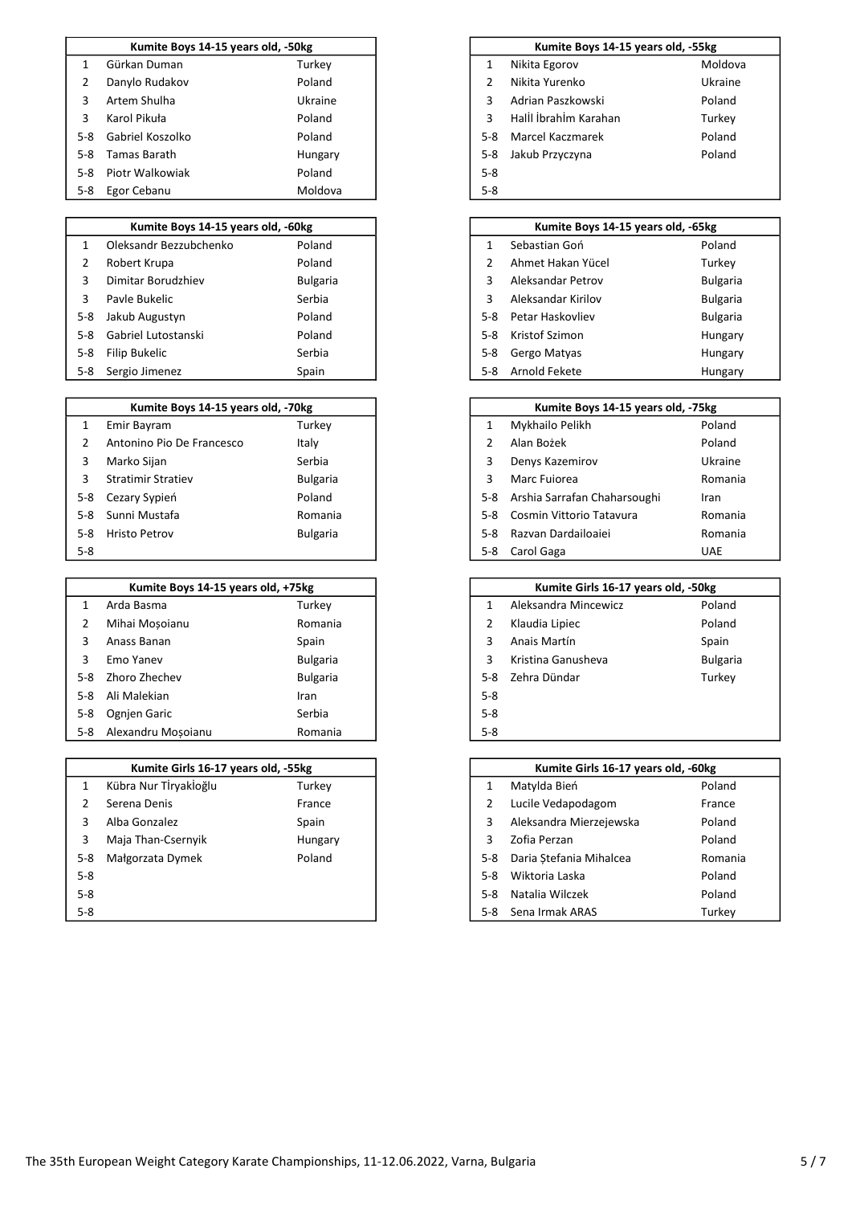| Kumite Boys 14-15 years old, -50kg | | |
|---|---|---|
| 1 | Gürkan Duman | Turkey |
| 2 | Danylo Rudakov | Poland |
| 3 | Artem Shulha | Ukraine |
| 3 | Karol Pikuła | Poland |
| 5-8 | Gabriel Koszolko | Poland |
| 5-8 | Tamas Barath | Hungary |
| 5-8 | Piotr Walkowiak | Poland |
| 5-8 | Egor Cebanu | Moldova |

| Kumite Boys 14-15 years old, -55kg | | |
|---|---|---|
| 1 | Nikita Egorov | Moldova |
| 2 | Nikita Yurenko | Ukraine |
| 3 | Adrian Paszkowski | Poland |
| 3 | Halİl İbrahİm Karahan | Turkey |
| 5-8 | Marcel Kaczmarek | Poland |
| 5-8 | Jakub Przyczyna | Poland |
| 5-8 | | |
| 5-8 | | |

| Kumite Boys 14-15 years old, -60kg | | |
|---|---|---|
| 1 | Oleksandr Bezzubchenko | Poland |
| 2 | Robert Krupa | Poland |
| 3 | Dimitar Borudzhiev | Bulgaria |
| 3 | Pavle Bukelic | Serbia |
| 5-8 | Jakub Augustyn | Poland |
| 5-8 | Gabriel Lutostanski | Poland |
| 5-8 | Filip Bukelic | Serbia |
| 5-8 | Sergio Jimenez | Spain |

| Kumite Boys 14-15 years old, -65kg | | |
|---|---|---|
| 1 | Sebastian Goń | Poland |
| 2 | Ahmet Hakan Yücel | Turkey |
| 3 | Aleksandar Petrov | Bulgaria |
| 3 | Aleksandar Kirilov | Bulgaria |
| 5-8 | Petar Haskovliev | Bulgaria |
| 5-8 | Kristof Szimon | Hungary |
| 5-8 | Gergo Matyas | Hungary |
| 5-8 | Arnold Fekete | Hungary |

| Kumite Boys 14-15 years old, -70kg | | |
|---|---|---|
| 1 | Emir Bayram | Turkey |
| 2 | Antonino Pio De Francesco | Italy |
| 3 | Marko Sijan | Serbia |
| 3 | Stratimir Stratiev | Bulgaria |
| 5-8 | Cezary Sypień | Poland |
| 5-8 | Sunni Mustafa | Romania |
| 5-8 | Hristo Petrov | Bulgaria |
| 5-8 | | |

| Kumite Boys 14-15 years old, -75kg | | |
|---|---|---|
| 1 | Mykhailo Pelikh | Poland |
| 2 | Alan Bożek | Poland |
| 3 | Denys Kazemirov | Ukraine |
| 3 | Marc Fuiorea | Romania |
| 5-8 | Arshia Sarrafan Chaharsoughi | Iran |
| 5-8 | Cosmin Vittorio Tatavura | Romania |
| 5-8 | Razvan Dardailoaiei | Romania |
| 5-8 | Carol Gaga | UAE |

| Kumite Boys 14-15 years old, +75kg | | |
|---|---|---|
| 1 | Arda Basma | Turkey |
| 2 | Mihai Moșoianu | Romania |
| 3 | Anass Banan | Spain |
| 3 | Emo Yanev | Bulgaria |
| 5-8 | Zhoro Zhechev | Bulgaria |
| 5-8 | Ali Malekian | Iran |
| 5-8 | Ognjen Garic | Serbia |
| 5-8 | Alexandru Moșoianu | Romania |

| Kumite Girls 16-17 years old, -50kg | | |
|---|---|---|
| 1 | Aleksandra Mincewicz | Poland |
| 2 | Klaudia Lipiec | Poland |
| 3 | Anais Martín | Spain |
| 3 | Kristina Ganusheva | Bulgaria |
| 5-8 | Zehra Dündar | Turkey |
| 5-8 | | |
| 5-8 | | |
| 5-8 | | |

| Kumite Girls 16-17 years old, -55kg | | |
|---|---|---|
| 1 | Kübra Nur Tİryakİoğlu | Turkey |
| 2 | Serena Denis | France |
| 3 | Alba Gonzalez | Spain |
| 3 | Maja Than-Csernyik | Hungary |
| 5-8 | Małgorzata Dymek | Poland |
| 5-8 | | |
| 5-8 | | |
| 5-8 | | |

| Kumite Girls 16-17 years old, -60kg | | |
|---|---|---|
| 1 | Matylda Bień | Poland |
| 2 | Lucile Vedapodagom | France |
| 3 | Aleksandra Mierzejewska | Poland |
| 3 | Zofia Perzan | Poland |
| 5-8 | Daria Ștefania Mihalcea | Romania |
| 5-8 | Wiktoria Laska | Poland |
| 5-8 | Natalia Wilczek | Poland |
| 5-8 | Sena Irmak ARAS | Turkey |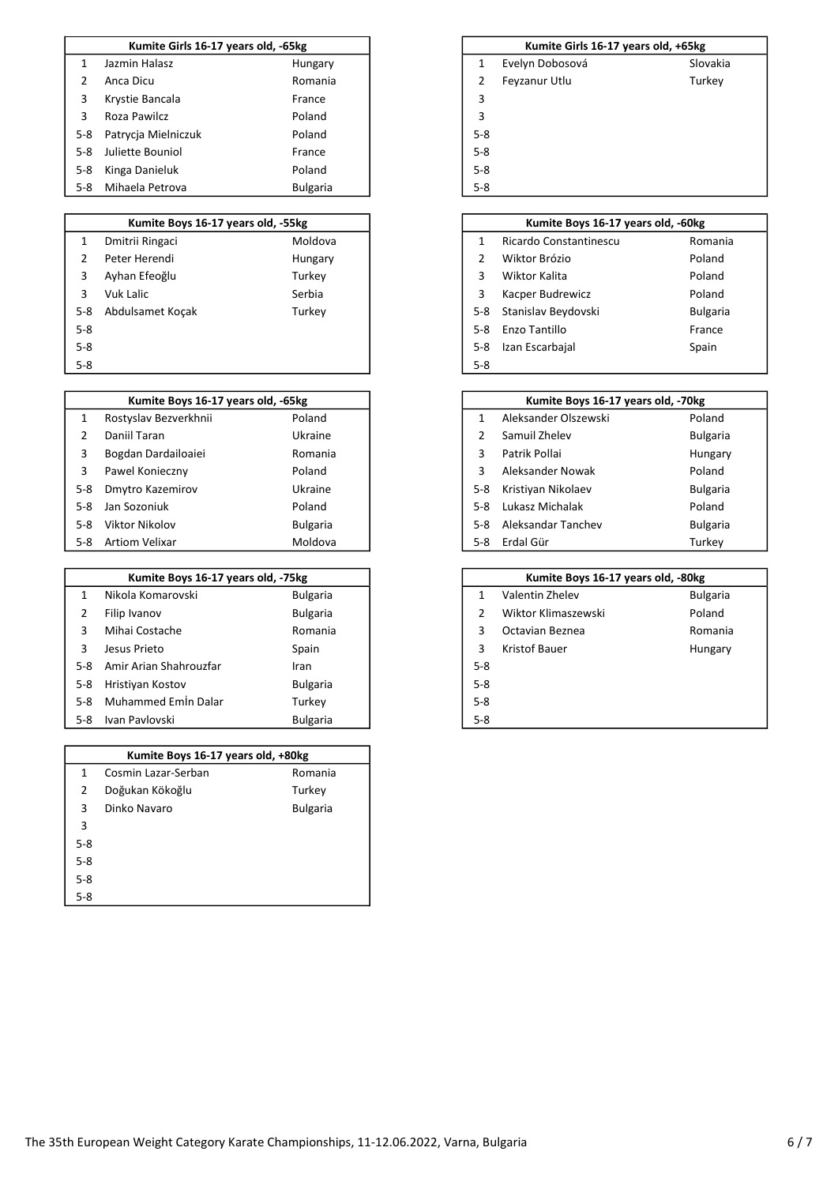| Kumite Girls 16-17 years old, -65kg | | |
|---|---|---|
| 1 | Jazmin Halasz | Hungary |
| 2 | Anca Dicu | Romania |
| 3 | Krystie Bancala | France |
| 3 | Roza Pawilcz | Poland |
| 5-8 | Patrycja Mielniczuk | Poland |
| 5-8 | Juliette Bouniol | France |
| 5-8 | Kinga Danieluk | Poland |
| 5-8 | Mihaela Petrova | Bulgaria |

| Kumite Girls 16-17 years old, +65kg | | |
|---|---|---|
| 1 | Evelyn Dobosová | Slovakia |
| 2 | Feyzanur Utlu | Turkey |
| 3 | | |
| 3 | | |
| 5-8 | | |
| 5-8 | | |
| 5-8 | | |
| 5-8 | | |

| Kumite Boys 16-17 years old, -55kg | | |
|---|---|---|
| 1 | Dmitrii Ringaci | Moldova |
| 2 | Peter Herendi | Hungary |
| 3 | Ayhan Efeoğlu | Turkey |
| 3 | Vuk Lalic | Serbia |
| 5-8 | Abdulsamet Koçak | Turkey |
| 5-8 | | |
| 5-8 | | |
| 5-8 | | |

| Kumite Boys 16-17 years old, -60kg | | |
|---|---|---|
| 1 | Ricardo Constantinescu | Romania |
| 2 | Wiktor Brózio | Poland |
| 3 | Wiktor Kalita | Poland |
| 3 | Kacper Budrewicz | Poland |
| 5-8 | Stanislav Beydovski | Bulgaria |
| 5-8 | Enzo Tantillo | France |
| 5-8 | Izan Escarbajal | Spain |
| 5-8 | | |

| Kumite Boys 16-17 years old, -65kg | | |
|---|---|---|
| 1 | Rostyslav Bezverkhnii | Poland |
| 2 | Daniil Taran | Ukraine |
| 3 | Bogdan Dardailoaiei | Romania |
| 3 | Pawel Konieczny | Poland |
| 5-8 | Dmytro Kazemirov | Ukraine |
| 5-8 | Jan Sozoniuk | Poland |
| 5-8 | Viktor Nikolov | Bulgaria |
| 5-8 | Artiom Velixar | Moldova |

| Kumite Boys 16-17 years old, -70kg | | |
|---|---|---|
| 1 | Aleksander Olszewski | Poland |
| 2 | Samuil Zhelev | Bulgaria |
| 3 | Patrik Pollai | Hungary |
| 3 | Aleksander Nowak | Poland |
| 5-8 | Kristiyan Nikolaev | Bulgaria |
| 5-8 | Lukasz Michalak | Poland |
| 5-8 | Aleksandar Tanchev | Bulgaria |
| 5-8 | Erdal Gür | Turkey |

| Kumite Boys 16-17 years old, -75kg | | |
|---|---|---|
| 1 | Nikola Komarovski | Bulgaria |
| 2 | Filip Ivanov | Bulgaria |
| 3 | Mihai Costache | Romania |
| 3 | Jesus Prieto | Spain |
| 5-8 | Amir Arian Shahrouzfar | Iran |
| 5-8 | Hristiyan Kostov | Bulgaria |
| 5-8 | Muhammed Emİn Dalar | Turkey |
| 5-8 | Ivan Pavlovski | Bulgaria |

| Kumite Boys 16-17 years old, -80kg | | |
|---|---|---|
| 1 | Valentin Zhelev | Bulgaria |
| 2 | Wiktor Klimaszewski | Poland |
| 3 | Octavian Beznea | Romania |
| 3 | Kristof Bauer | Hungary |
| 5-8 | | |
| 5-8 | | |
| 5-8 | | |
| 5-8 | | |

| Kumite Boys 16-17 years old, +80kg | | |
|---|---|---|
| 1 | Cosmin Lazar-Serban | Romania |
| 2 | Doğukan Kökoğlu | Turkey |
| 3 | Dinko Navaro | Bulgaria |
| 3 | | |
| 5-8 | | |
| 5-8 | | |
| 5-8 | | |
| 5-8 | | |

The 35th European Weight Category Karate Championships, 11-12.06.2022, Varna, Bulgaria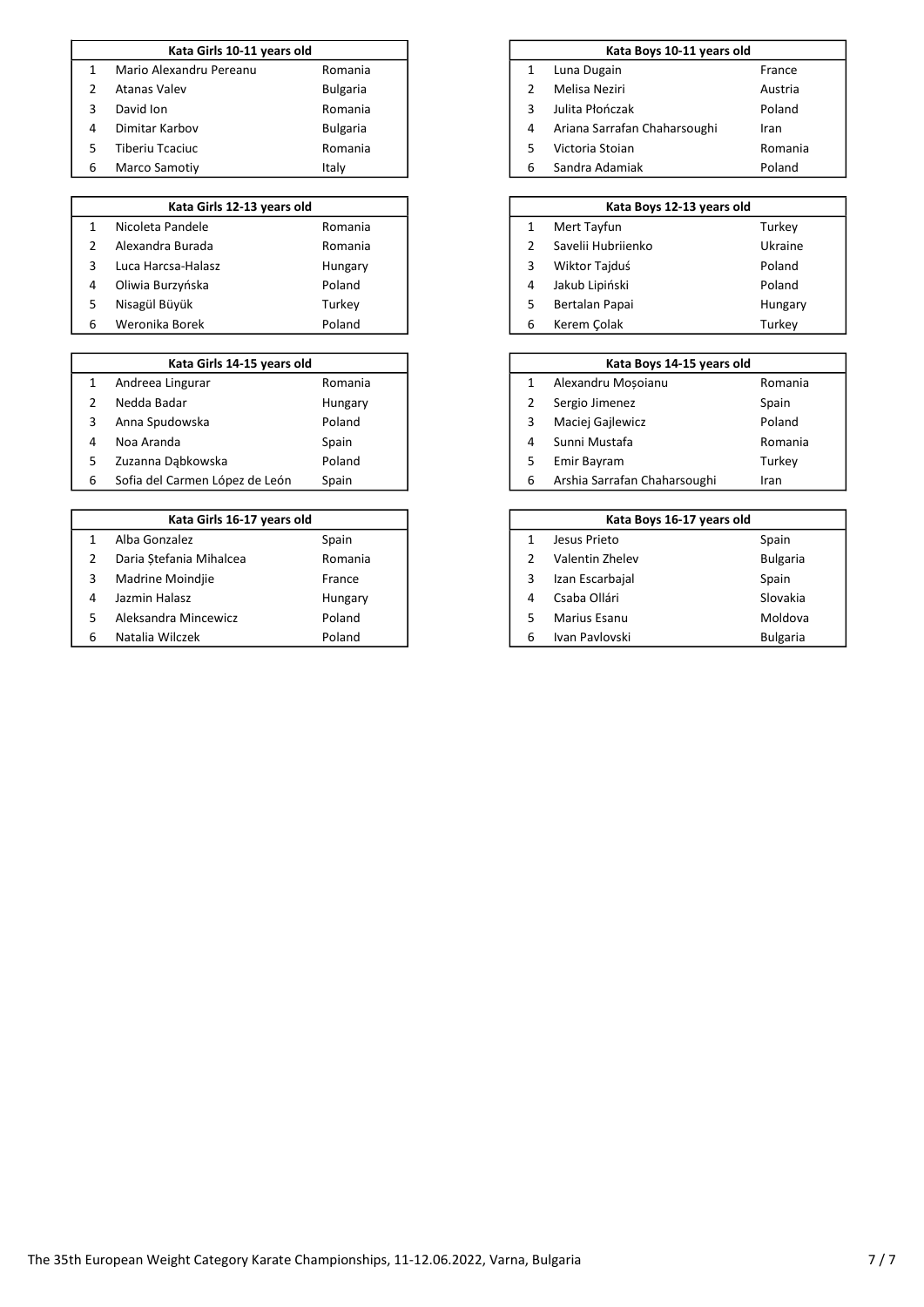| Kata Girls 10-11 years old | | |
|---|---|---|
| 1 | Mario Alexandru Pereanu | Romania |
| 2 | Atanas Valev | Bulgaria |
| 3 | David Ion | Romania |
| 4 | Dimitar Karbov | Bulgaria |
| 5 | Tiberiu Tcaciuc | Romania |
| 6 | Marco Samotiy | Italy |

| Kata Boys 10-11 years old | | |
|---|---|---|
| 1 | Luna Dugain | France |
| 2 | Melisa Neziri | Austria |
| 3 | Julita Płończak | Poland |
| 4 | Ariana Sarrafan Chaharsoughi | Iran |
| 5 | Victoria Stoian | Romania |
| 6 | Sandra Adamiak | Poland |

| Kata Girls 12-13 years old | | |
|---|---|---|
| 1 | Nicoleta Pandele | Romania |
| 2 | Alexandra Burada | Romania |
| 3 | Luca Harcsa-Halasz | Hungary |
| 4 | Oliwia Burzyńska | Poland |
| 5 | Nisagül Büyük | Turkey |
| 6 | Weronika Borek | Poland |

| Kata Boys 12-13 years old | | |
|---|---|---|
| 1 | Mert Tayfun | Turkey |
| 2 | Savelii Hubriienko | Ukraine |
| 3 | Wiktor Tajduś | Poland |
| 4 | Jakub Lipiński | Poland |
| 5 | Bertalan Papai | Hungary |
| 6 | Kerem Çolak | Turkey |

| Kata Girls 14-15 years old | | |
|---|---|---|
| 1 | Andreea Lingurar | Romania |
| 2 | Nedda Badar | Hungary |
| 3 | Anna Spudowska | Poland |
| 4 | Noa Aranda | Spain |
| 5 | Zuzanna Dąbkowska | Poland |
| 6 | Sofia del Carmen López de León | Spain |

| Kata Boys 14-15 years old | | |
|---|---|---|
| 1 | Alexandru Moșoianu | Romania |
| 2 | Sergio Jimenez | Spain |
| 3 | Maciej Gajlewicz | Poland |
| 4 | Sunni Mustafa | Romania |
| 5 | Emir Bayram | Turkey |
| 6 | Arshia Sarrafan Chaharsoughi | Iran |

| Kata Girls 16-17 years old | | |
|---|---|---|
| 1 | Alba Gonzalez | Spain |
| 2 | Daria Ștefania Mihalcea | Romania |
| 3 | Madrine Moindjie | France |
| 4 | Jazmin Halasz | Hungary |
| 5 | Aleksandra Mincewicz | Poland |
| 6 | Natalia Wilczek | Poland |

| Kata Boys 16-17 years old | | |
|---|---|---|
| 1 | Jesus Prieto | Spain |
| 2 | Valentin Zhelev | Bulgaria |
| 3 | Izan Escarbajal | Spain |
| 4 | Csaba Ollári | Slovakia |
| 5 | Marius Esanu | Moldova |
| 6 | Ivan Pavlovski | Bulgaria |